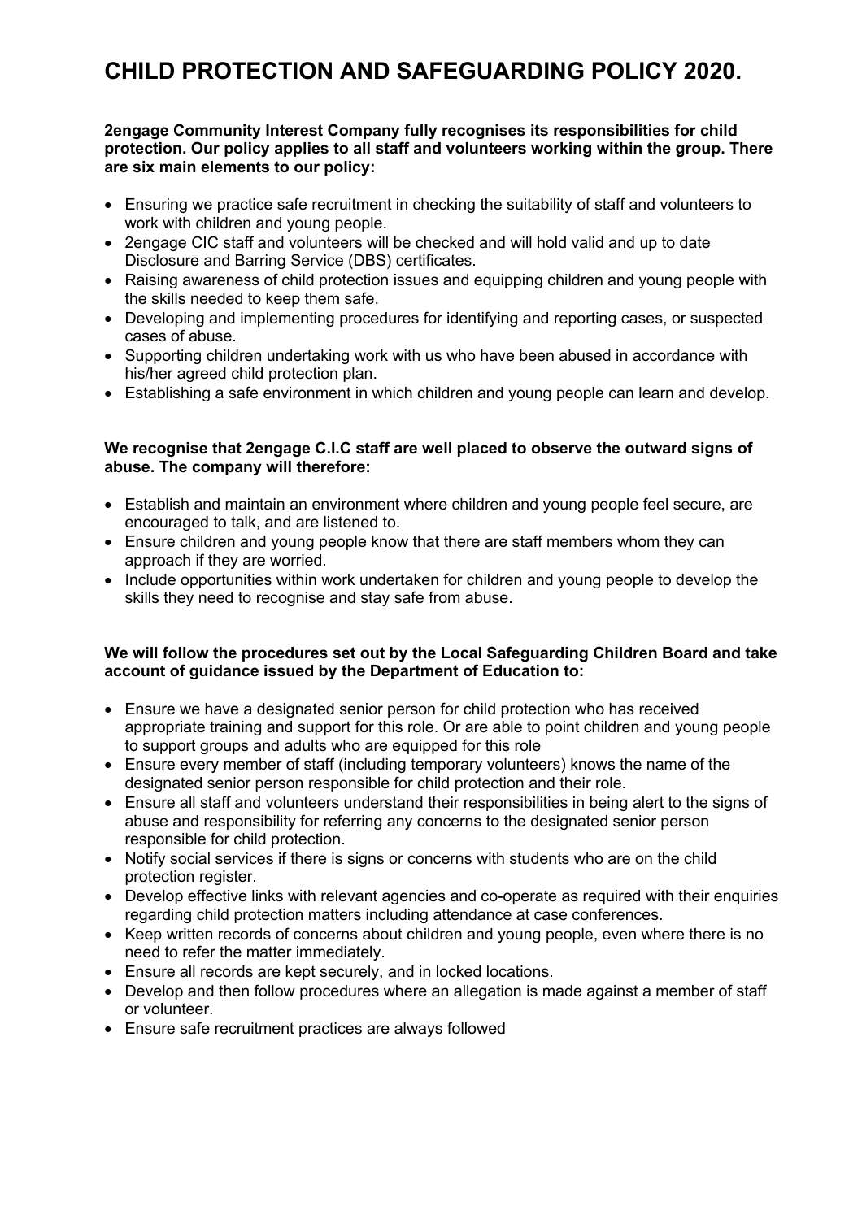# CHILD PROTECTION AND SAFEGUARDING POLICY 2020.

**2engage Community Interest Company fully recognises its responsibilities for child protection. Our policy applies to all staff and volunteers working within the group. There are six main elements to our policy:**

- Ensuring we practice safe recruitment in checking the suitability of staff and volunteers to work with children and young people.
- 2engage CIC staff and volunteers will be checked and will hold valid and up to date Disclosure and Barring Service (DBS) certificates.
- Raising awareness of child protection issues and equipping children and young people with the skills needed to keep them safe.
- Developing and implementing procedures for identifying and reporting cases, or suspected cases of abuse.
- Supporting children undertaking work with us who have been abused in accordance with his/her agreed child protection plan.
- Establishing a safe environment in which children and young people can learn and develop.

**We recognise that 2engage C.I.C staff are well placed to observe the outward signs of abuse. The company will therefore:**

- Establish and maintain an environment where children and young people feel secure, are encouraged to talk, and are listened to.
- Ensure children and young people know that there are staff members whom they can approach if they are worried.
- Include opportunities within work undertaken for children and young people to develop the skills they need to recognise and stay safe from abuse.

**We will follow the procedures set out by the Local Safeguarding Children Board and take account of guidance issued by the Department of Education to:**

- Ensure we have a designated senior person for child protection who has received appropriate training and support for this role. Or are able to point children and young people to support groups and adults who are equipped for this role
- Ensure every member of staff (including temporary volunteers) knows the name of the designated senior person responsible for child protection and their role.
- Ensure all staff and volunteers understand their responsibilities in being alert to the signs of abuse and responsibility for referring any concerns to the designated senior person responsible for child protection.
- Notify social services if there is signs or concerns with students who are on the child protection register.
- Develop effective links with relevant agencies and co-operate as required with their enquiries regarding child protection matters including attendance at case conferences.
- Keep written records of concerns about children and young people, even where there is no need to refer the matter immediately.
- Ensure all records are kept securely, and in locked locations.
- Develop and then follow procedures where an allegation is made against a member of staff or volunteer.
- Ensure safe recruitment practices are always followed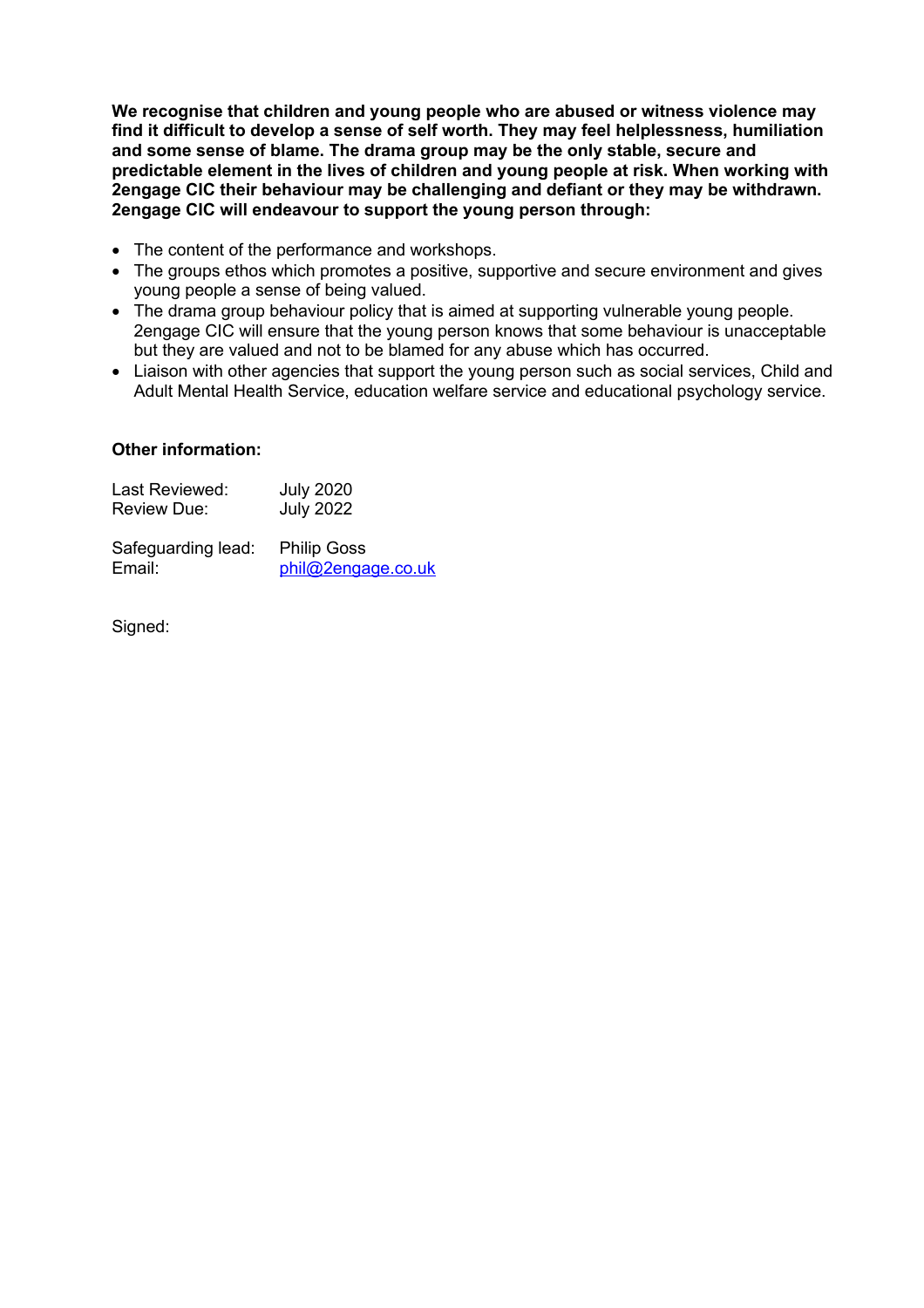**We recognise that children and young people who are abused or witness violence may find it difficult to develop a sense of self worth. They may feel helplessness, humiliation and some sense of blame. The drama group may be the only stable, secure and predictable element in the lives of children and young people at risk. When working with 2engage CIC their behaviour may be challenging and defiant or they may be withdrawn. 2engage CIC will endeavour to support the young person through:**

- The content of the performance and workshops.
- The groups ethos which promotes a positive, supportive and secure environment and gives young people a sense of being valued.
- The drama group behaviour policy that is aimed at supporting vulnerable young people. 2engage CIC will ensure that the young person knows that some behaviour is unacceptable but they are valued and not to be blamed for any abuse which has occurred.
- Liaison with other agencies that support the young person such as social services, Child and Adult Mental Health Service, education welfare service and educational psychology service.

**Other information:**

| | |
|---|---|
| Last Reviewed: | July 2020 |
| Review Due: | July 2022 |
| | |
| Safeguarding lead: | Philip Goss |
| Email: | phil@2engage.co.uk |

Signed: